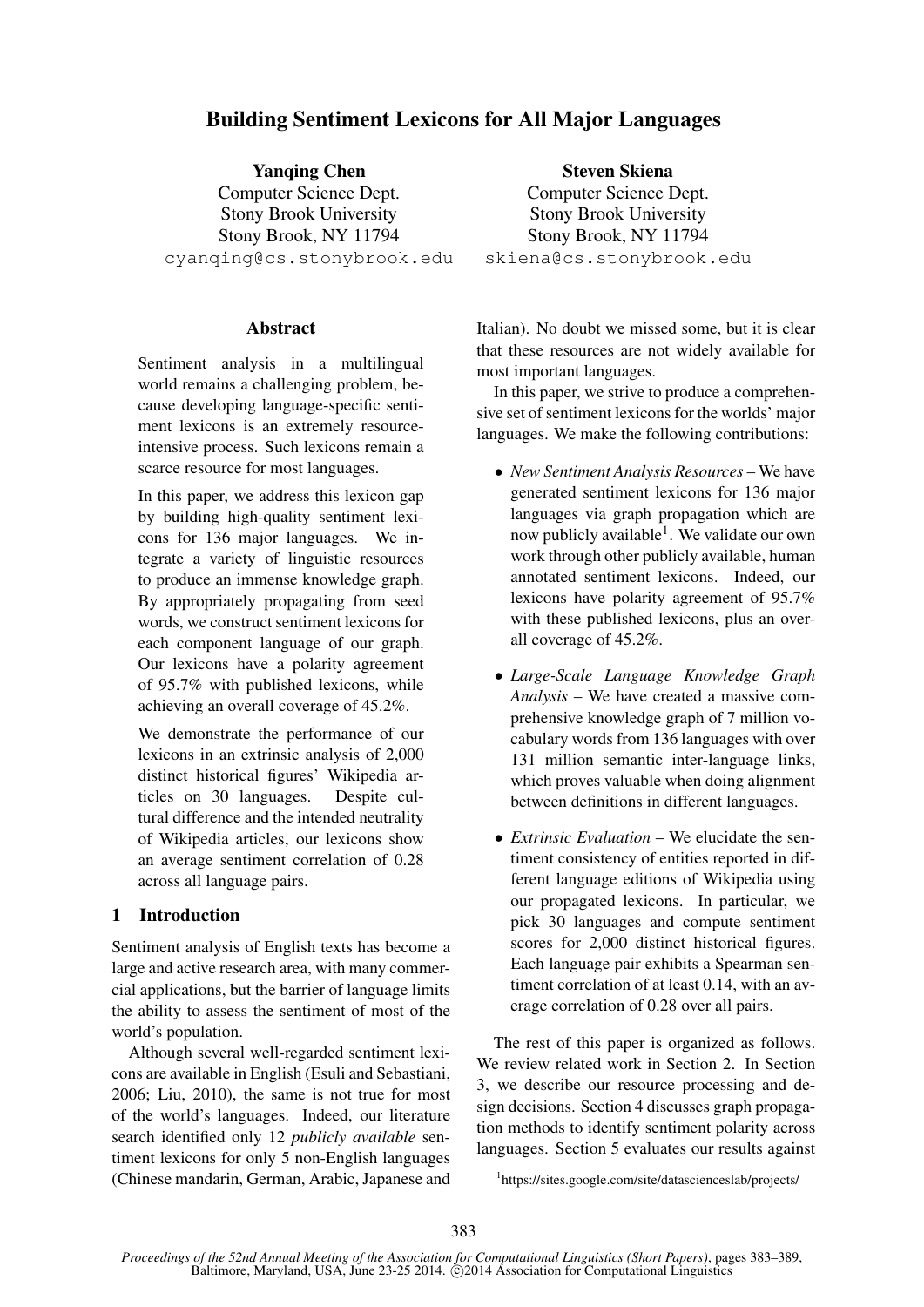# Building Sentiment Lexicons for All Major Languages

**Yanqing Chen**
Computer Science Dept.
Stony Brook University
Stony Brook, NY 11794
cyanqing@cs.stonybrook.edu

**Steven Skiena**
Computer Science Dept.
Stony Brook University
Stony Brook, NY 11794
skiena@cs.stonybrook.edu

## Abstract

Sentiment analysis in a multilingual world remains a challenging problem, because developing language-specific sentiment lexicons is an extremely resource-intensive process. Such lexicons remain a scarce resource for most languages.

In this paper, we address this lexicon gap by building high-quality sentiment lexicons for 136 major languages. We integrate a variety of linguistic resources to produce an immense knowledge graph. By appropriately propagating from seed words, we construct sentiment lexicons for each component language of our graph. Our lexicons have a polarity agreement of 95.7% with published lexicons, while achieving an overall coverage of 45.2%.

We demonstrate the performance of our lexicons in an extrinsic analysis of 2,000 distinct historical figures' Wikipedia articles on 30 languages. Despite cultural difference and the intended neutrality of Wikipedia articles, our lexicons show an average sentiment correlation of 0.28 across all language pairs.

## 1 Introduction

Sentiment analysis of English texts has become a large and active research area, with many commercial applications, but the barrier of language limits the ability to assess the sentiment of most of the world's population.

Although several well-regarded sentiment lexicons are available in English (Esuli and Sebastiani, 2006; Liu, 2010), the same is not true for most of the world's languages. Indeed, our literature search identified only 12 *publicly available* sentiment lexicons for only 5 non-English languages (Chinese mandarin, German, Arabic, Japanese and Italian). No doubt we missed some, but it is clear that these resources are not widely available for most important languages.

In this paper, we strive to produce a comprehensive set of sentiment lexicons for the worlds' major languages. We make the following contributions:

- *New Sentiment Analysis Resources* – We have generated sentiment lexicons for 136 major languages via graph propagation which are now publicly available[1]. We validate our own work through other publicly available, human annotated sentiment lexicons. Indeed, our lexicons have polarity agreement of 95.7% with these published lexicons, plus an overall coverage of 45.2%.
- *Large-Scale Language Knowledge Graph Analysis* – We have created a massive comprehensive knowledge graph of 7 million vocabulary words from 136 languages with over 131 million semantic inter-language links, which proves valuable when doing alignment between definitions in different languages.
- *Extrinsic Evaluation* – We elucidate the sentiment consistency of entities reported in different language editions of Wikipedia using our propagated lexicons. In particular, we pick 30 languages and compute sentiment scores for 2,000 distinct historical figures. Each language pair exhibits a Spearman sentiment correlation of at least 0.14, with an average correlation of 0.28 over all pairs.

The rest of this paper is organized as follows. We review related work in Section 2. In Section 3, we describe our resource processing and design decisions. Section 4 discusses graph propagation methods to identify sentiment polarity across languages. Section 5 evaluates our results against

[1] https://sites.google.com/site/datascienceslab/projects/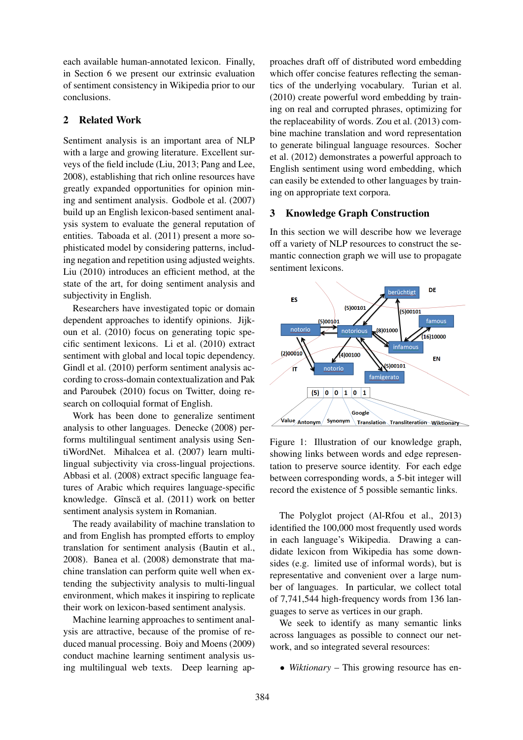each available human-annotated lexicon. Finally, in Section 6 we present our extrinsic evaluation of sentiment consistency in Wikipedia prior to our conclusions.

## 2 Related Work

Sentiment analysis is an important area of NLP with a large and growing literature. Excellent surveys of the field include (Liu, 2013; Pang and Lee, 2008), establishing that rich online resources have greatly expanded opportunities for opinion mining and sentiment analysis. Godbole et al. (2007) build up an English lexicon-based sentiment analysis system to evaluate the general reputation of entities. Taboada et al. (2011) present a more sophisticated model by considering patterns, including negation and repetition using adjusted weights. Liu (2010) introduces an efficient method, at the state of the art, for doing sentiment analysis and subjectivity in English.

Researchers have investigated topic or domain dependent approaches to identify opinions. Jijkoun et al. (2010) focus on generating topic specific sentiment lexicons. Li et al. (2010) extract sentiment with global and local topic dependency. Gindl et al. (2010) perform sentiment analysis according to cross-domain contextualization and Pak and Paroubek (2010) focus on Twitter, doing research on colloquial format of English.

Work has been done to generalize sentiment analysis to other languages. Denecke (2008) performs multilingual sentiment analysis using SentiWordNet. Mihalcea et al. (2007) learn multilingual subjectivity via cross-lingual projections. Abbasi et al. (2008) extract specific language features of Arabic which requires language-specific knowledge. Gînscă et al. (2011) work on better sentiment analysis system in Romanian.

The ready availability of machine translation to and from English has prompted efforts to employ translation for sentiment analysis (Bautin et al., 2008). Banea et al. (2008) demonstrate that machine translation can perform quite well when extending the subjectivity analysis to multi-lingual environment, which makes it inspiring to replicate their work on lexicon-based sentiment analysis.

Machine learning approaches to sentiment analysis are attractive, because of the promise of reduced manual processing. Boiy and Moens (2009) conduct machine learning sentiment analysis using multilingual web texts. Deep learning approaches draft off of distributed word embedding which offer concise features reflecting the semantics of the underlying vocabulary. Turian et al. (2010) create powerful word embedding by training on real and corrupted phrases, optimizing for the replaceability of words. Zou et al. (2013) combine machine translation and word representation to generate bilingual language resources. Socher et al. (2012) demonstrates a powerful approach to English sentiment using word embedding, which can easily be extended to other languages by training on appropriate text corpora.

## 3 Knowledge Graph Construction

In this section we will describe how we leverage off a variety of NLP resources to construct the semantic connection graph we will use to propagate sentiment lexicons.

Figure 1: Illustration of our knowledge graph, showing links between words and edge representation to preserve source identity. For each edge between corresponding words, a 5-bit integer will record the existence of 5 possible semantic links.

The Polyglot project (Al-Rfou et al., 2013) identified the 100,000 most frequently used words in each language's Wikipedia. Drawing a candidate lexicon from Wikipedia has some downsides (e.g. limited use of informal words), but is representative and convenient over a large number of languages. In particular, we collect total of 7,741,544 high-frequency words from 136 languages to serve as vertices in our graph.

We seek to identify as many semantic links across languages as possible to connect our network, and so integrated several resources:

- *Wiktionary* – This growing resource has en-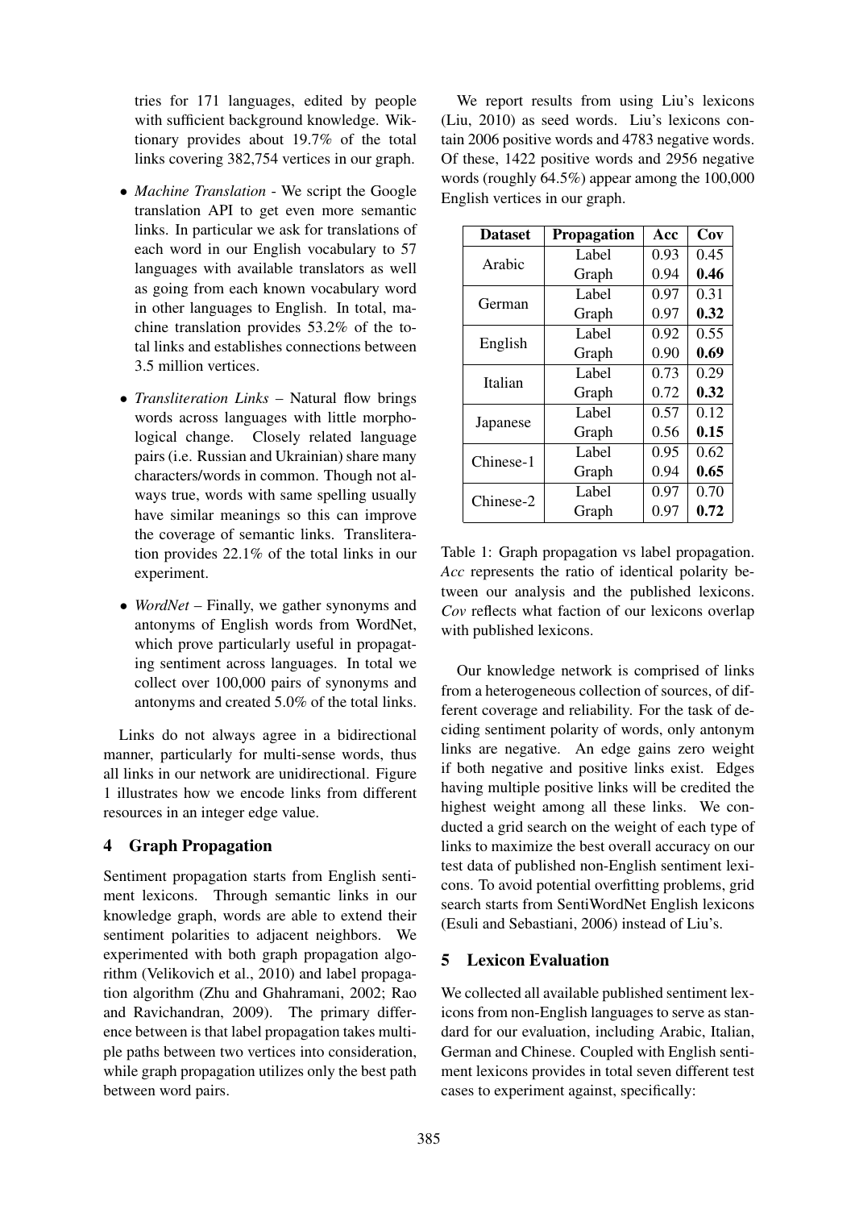tries for 171 languages, edited by people with sufficient background knowledge. Wiktionary provides about 19.7% of the total links covering 382,754 vertices in our graph.

- *Machine Translation* - We script the Google translation API to get even more semantic links. In particular we ask for translations of each word in our English vocabulary to 57 languages with available translators as well as going from each known vocabulary word in other languages to English. In total, machine translation provides 53.2% of the total links and establishes connections between 3.5 million vertices.
- *Transliteration Links* – Natural flow brings words across languages with little morphological change. Closely related language pairs (i.e. Russian and Ukrainian) share many characters/words in common. Though not always true, words with same spelling usually have similar meanings so this can improve the coverage of semantic links. Transliteration provides 22.1% of the total links in our experiment.
- *WordNet* – Finally, we gather synonyms and antonyms of English words from WordNet, which prove particularly useful in propagating sentiment across languages. In total we collect over 100,000 pairs of synonyms and antonyms and created 5.0% of the total links.

Links do not always agree in a bidirectional manner, particularly for multi-sense words, thus all links in our network are unidirectional. Figure 1 illustrates how we encode links from different resources in an integer edge value.

## 4 Graph Propagation

Sentiment propagation starts from English sentiment lexicons. Through semantic links in our knowledge graph, words are able to extend their sentiment polarities to adjacent neighbors. We experimented with both graph propagation algorithm (Velikovich et al., 2010) and label propagation algorithm (Zhu and Ghahramani, 2002; Rao and Ravichandran, 2009). The primary difference between is that label propagation takes multiple paths between two vertices into consideration, while graph propagation utilizes only the best path between word pairs.

We report results from using Liu's lexicons (Liu, 2010) as seed words. Liu's lexicons contain 2006 positive words and 4783 negative words. Of these, 1422 positive words and 2956 negative words (roughly 64.5%) appear among the 100,000 English vertices in our graph.

| Dataset | Propagation | Acc | Cov |
|---|---|---|---|
| Arabic | Label | 0.93 | 0.45 |
| | Graph | 0.94 | **0.46** |
| German | Label | 0.97 | 0.31 |
| | Graph | 0.97 | **0.32** |
| English | Label | 0.92 | 0.55 |
| | Graph | 0.90 | **0.69** |
| Italian | Label | 0.73 | 0.29 |
| | Graph | 0.72 | **0.32** |
| Japanese | Label | 0.57 | 0.12 |
| | Graph | 0.56 | **0.15** |
| Chinese-1 | Label | 0.95 | 0.62 |
| | Graph | 0.94 | **0.65** |
| Chinese-2 | Label | 0.97 | 0.70 |
| | Graph | 0.97 | **0.72** |

Table 1: Graph propagation vs label propagation. *Acc* represents the ratio of identical polarity between our analysis and the published lexicons. *Cov* reflects what faction of our lexicons overlap with published lexicons.

Our knowledge network is comprised of links from a heterogeneous collection of sources, of different coverage and reliability. For the task of deciding sentiment polarity of words, only antonym links are negative. An edge gains zero weight if both negative and positive links exist. Edges having multiple positive links will be credited the highest weight among all these links. We conducted a grid search on the weight of each type of links to maximize the best overall accuracy on our test data of published non-English sentiment lexicons. To avoid potential overfitting problems, grid search starts from SentiWordNet English lexicons (Esuli and Sebastiani, 2006) instead of Liu's.

## 5 Lexicon Evaluation

We collected all available published sentiment lexicons from non-English languages to serve as standard for our evaluation, including Arabic, Italian, German and Chinese. Coupled with English sentiment lexicons provides in total seven different test cases to experiment against, specifically: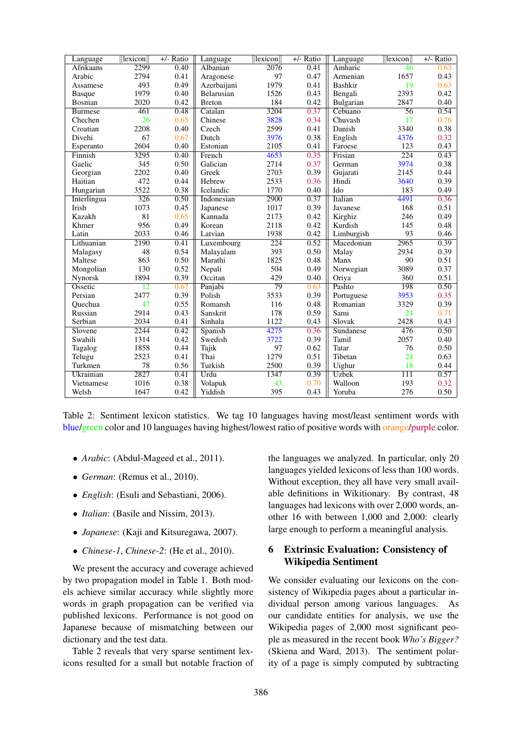| Language | ‖lexicon‖ | +/- Ratio | Language | ‖lexicon‖ | +/- Ratio | Language | ‖lexicon‖ | +/- Ratio |
|---|---|---|---|---|---|---|---|---|
| Afrikaans | 2299 | 0.40 | Albanian | 2076 | 0.41 | Amharic | 46 | 0.63 |
| Arabic | 2794 | 0.41 | Aragonese | 97 | 0.47 | Armenian | 1657 | 0.43 |
| Assamese | 493 | 0.49 | Azerbaijani | 1979 | 0.41 | Bashkir | 19 | 0.63 |
| Basque | 1979 | 0.40 | Belarusian | 1526 | 0.43 | Bengali | 2393 | 0.42 |
| Bosnian | 2020 | 0.42 | Breton | 184 | 0.42 | Bulgarian | 2847 | 0.40 |
| Burmese | 461 | 0.48 | Catalan | 3204 | 0.37 | Cebuano | 56 | 0.54 |
| Chechen | 26 | 0.65 | Chinese | 3828 | 0.34 | Chuvash | 17 | 0.76 |
| Croatian | 2208 | 0.40 | Czech | 2599 | 0.41 | Danish | 3340 | 0.38 |
| Divehi | 67 | 0.67 | Dutch | 3976 | 0.38 | English | 4376 | 0.32 |
| Esperanto | 2604 | 0.40 | Estonian | 2105 | 0.41 | Faroese | 123 | 0.43 |
| Finnish | 3295 | 0.40 | French | 4653 | 0.35 | Frisian | 224 | 0.43 |
| Gaelic | 345 | 0.50 | Galician | 2714 | 0.37 | German | 3974 | 0.38 |
| Georgian | 2202 | 0.40 | Greek | 2703 | 0.39 | Gujarati | 2145 | 0.44 |
| Haitian | 472 | 0.44 | Hebrew | 2533 | 0.36 | Hindi | 3640 | 0.39 |
| Hungarian | 3522 | 0.38 | Icelandic | 1770 | 0.40 | Ido | 183 | 0.49 |
| Interlingua | 326 | 0.50 | Indonesian | 2900 | 0.37 | Italian | 4491 | 0.36 |
| Irish | 1073 | 0.45 | Japanese | 1017 | 0.39 | Javanese | 168 | 0.51 |
| Kazakh | 81 | 0.65 | Kannada | 2173 | 0.42 | Kirghiz | 246 | 0.49 |
| Khmer | 956 | 0.49 | Korean | 2118 | 0.42 | Kurdish | 145 | 0.48 |
| Latin | 2033 | 0.46 | Latvian | 1938 | 0.42 | Limburgish | 93 | 0.46 |
| Lithuanian | 2190 | 0.41 | Luxembourg | 224 | 0.52 | Macedonian | 2965 | 0.39 |
| Malagasy | 48 | 0.54 | Malayalam | 393 | 0.50 | Malay | 2934 | 0.39 |
| Maltese | 863 | 0.50 | Marathi | 1825 | 0.48 | Manx | 90 | 0.51 |
| Mongolian | 130 | 0.52 | Nepali | 504 | 0.49 | Norwegian | 3089 | 0.37 |
| Nynorsk | 1894 | 0.39 | Occitan | 429 | 0.40 | Oriya | 360 | 0.51 |
| Ossetic | 12 | 0.67 | Panjabi | 79 | 0.63 | Pashto | 198 | 0.50 |
| Persian | 2477 | 0.39 | Polish | 3533 | 0.39 | Portuguese | 3953 | 0.35 |
| Quechua | 47 | 0.55 | Romansh | 116 | 0.48 | Romanian | 3329 | 0.39 |
| Russian | 2914 | 0.43 | Sanskrit | 178 | 0.59 | Sami | 24 | 0.71 |
| Serbian | 2034 | 0.41 | Sinhala | 1122 | 0.43 | Slovak | 2428 | 0.43 |
| Slovene | 2244 | 0.42 | Spanish | 4275 | 0.36 | Sundanese | 476 | 0.50 |
| Swahili | 1314 | 0.42 | Swedish | 3722 | 0.39 | Tamil | 2057 | 0.40 |
| Tagalog | 1858 | 0.44 | Tajik | 97 | 0.62 | Tatar | 76 | 0.50 |
| Telugu | 2523 | 0.41 | Thai | 1279 | 0.51 | Tibetan | 24 | 0.63 |
| Turkmen | 78 | 0.56 | Turkish | 2500 | 0.39 | Uighur | 18 | 0.44 |
| Ukrainian | 2827 | 0.41 | Urdu | 1347 | 0.39 | Uzbek | 111 | 0.57 |
| Vietnamese | 1016 | 0.38 | Volapuk | 43 | 0.70 | Walloon | 193 | 0.32 |
| Welsh | 1647 | 0.42 | Yiddish | 395 | 0.43 | Yoruba | 276 | 0.50 |

Table 2: Sentiment lexicon statistics. We tag 10 languages having most/least sentiment words with blue/green color and 10 languages having highest/lowest ratio of positive words with orange/purple color.

- *Arabic*: (Abdul-Mageed et al., 2011).
- *German*: (Remus et al., 2010).
- *English*: (Esuli and Sebastiani, 2006).
- *Italian*: (Basile and Nissim, 2013).
- *Japanese*: (Kaji and Kitsuregawa, 2007).
- *Chinese-1*, *Chinese-2*: (He et al., 2010).

We present the accuracy and coverage achieved by two propagation model in Table 1. Both models achieve similar accuracy while slightly more words in graph propagation can be verified via published lexicons. Performance is not good on Japanese because of mismatching between our dictionary and the test data.

Table 2 reveals that very sparse sentiment lexicons resulted for a small but notable fraction of the languages we analyzed. In particular, only 20 languages yielded lexicons of less than 100 words. Without exception, they all have very small available definitions in Wikitionary. By contrast, 48 languages had lexicons with over 2,000 words, another 16 with between 1,000 and 2,000: clearly large enough to perform a meaningful analysis.

## 6 Extrinsic Evaluation: Consistency of Wikipedia Sentiment

We consider evaluating our lexicons on the consistency of Wikipedia pages about a particular individual person among various languages. As our candidate entities for analysis, we use the Wikipedia pages of 2,000 most significant people as measured in the recent book *Who's Bigger?* (Skiena and Ward, 2013). The sentiment polarity of a page is simply computed by subtracting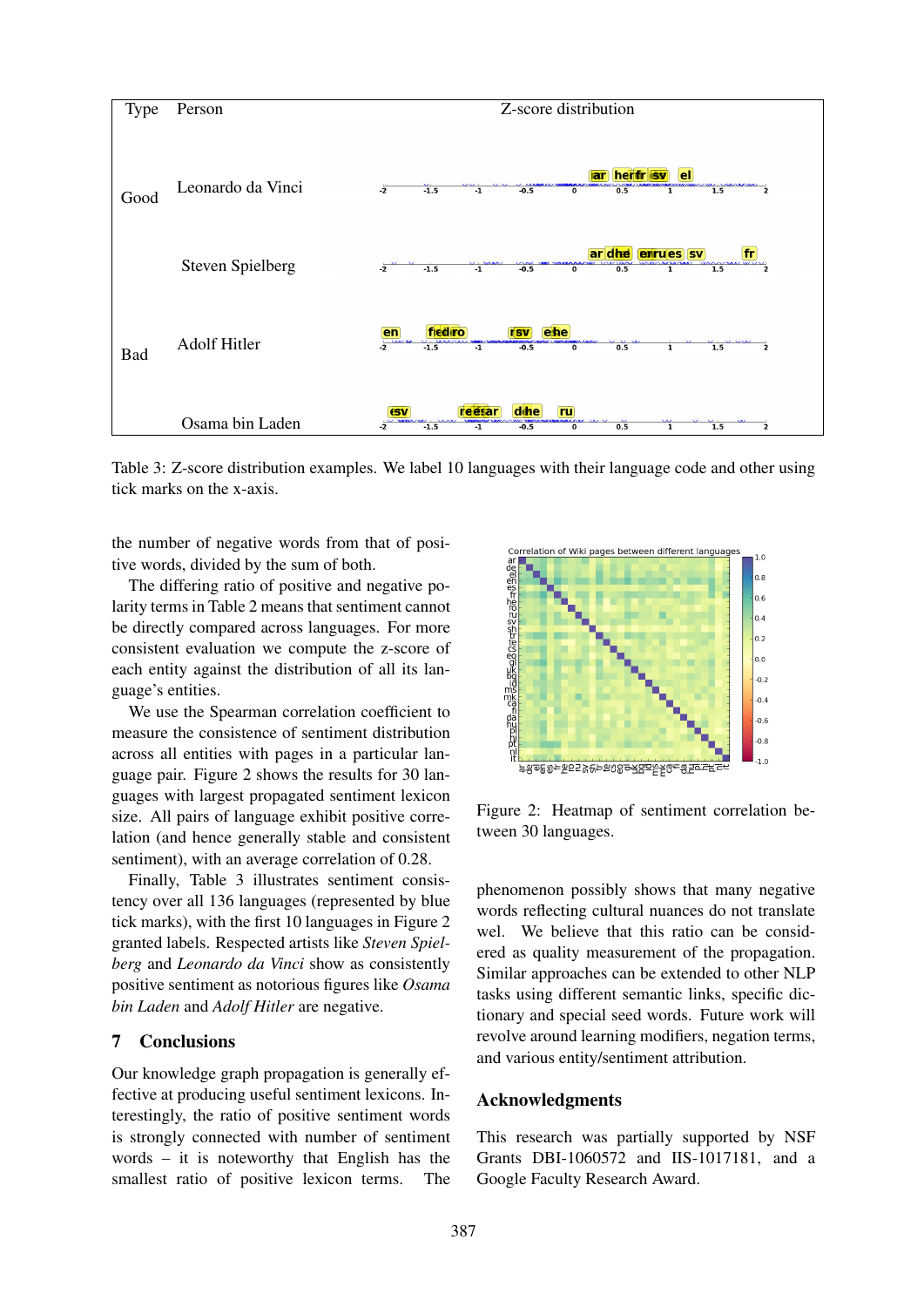| Type | Person | Z-score distribution |
|---|---|---|
| Good | Leonardo da Vinci | |
| | Steven Spielberg | |
| Bad | Adolf Hitler | |
| | Osama bin Laden | |

Table 3: Z-score distribution examples. We label 10 languages with their language code and other using tick marks on the x-axis.

the number of negative words from that of positive words, divided by the sum of both.

The differing ratio of positive and negative polarity terms in Table 2 means that sentiment cannot be directly compared across languages. For more consistent evaluation we compute the z-score of each entity against the distribution of all its language's entities.

We use the Spearman correlation coefficient to measure the consistence of sentiment distribution across all entities with pages in a particular language pair. Figure 2 shows the results for 30 languages with largest propagated sentiment lexicon size. All pairs of language exhibit positive correlation (and hence generally stable and consistent sentiment), with an average correlation of 0.28.

Finally, Table 3 illustrates sentiment consistency over all 136 languages (represented by blue tick marks), with the first 10 languages in Figure 2 granted labels. Respected artists like *Steven Spielberg* and *Leonardo da Vinci* show as consistently positive sentiment as notorious figures like *Osama bin Laden* and *Adolf Hitler* are negative.

Figure 2: Heatmap of sentiment correlation between 30 languages.

## 7 Conclusions

Our knowledge graph propagation is generally effective at producing useful sentiment lexicons. Interestingly, the ratio of positive sentiment words is strongly connected with number of sentiment words – it is noteworthy that English has the smallest ratio of positive lexicon terms. The phenomenon possibly shows that many negative words reflecting cultural nuances do not translate wel. We believe that this ratio can be considered as quality measurement of the propagation. Similar approaches can be extended to other NLP tasks using different semantic links, specific dictionary and special seed words. Future work will revolve around learning modifiers, negation terms, and various entity/sentiment attribution.

## Acknowledgments

This research was partially supported by NSF Grants DBI-1060572 and IIS-1017181, and a Google Faculty Research Award.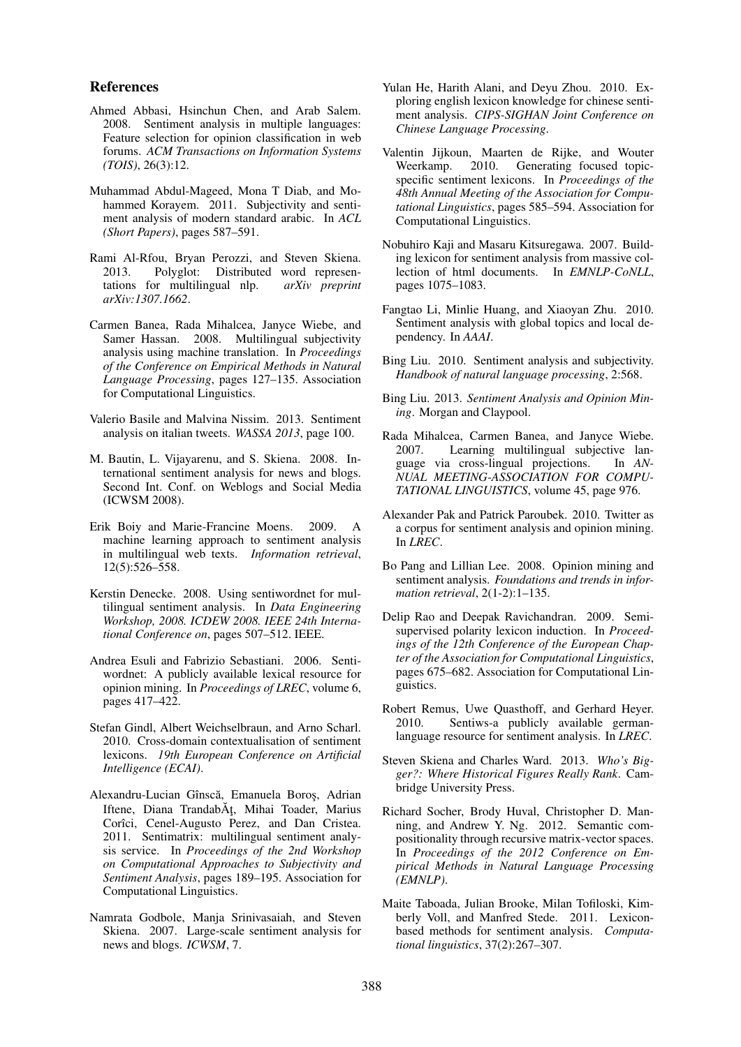## References

Ahmed Abbasi, Hsinchun Chen, and Arab Salem. 2008. Sentiment analysis in multiple languages: Feature selection for opinion classification in web forums. *ACM Transactions on Information Systems (TOIS)*, 26(3):12.

Muhammad Abdul-Mageed, Mona T Diab, and Mohammed Korayem. 2011. Subjectivity and sentiment analysis of modern standard arabic. In *ACL (Short Papers)*, pages 587–591.

Rami Al-Rfou, Bryan Perozzi, and Steven Skiena. 2013. Polyglot: Distributed word representations for multilingual nlp. *arXiv preprint arXiv:1307.1662*.

Carmen Banea, Rada Mihalcea, Janyce Wiebe, and Samer Hassan. 2008. Multilingual subjectivity analysis using machine translation. In *Proceedings of the Conference on Empirical Methods in Natural Language Processing*, pages 127–135. Association for Computational Linguistics.

Valerio Basile and Malvina Nissim. 2013. Sentiment analysis on italian tweets. *WASSA 2013*, page 100.

M. Bautin, L. Vijayarenu, and S. Skiena. 2008. International sentiment analysis for news and blogs. Second Int. Conf. on Weblogs and Social Media (ICWSM 2008).

Erik Boiy and Marie-Francine Moens. 2009. A machine learning approach to sentiment analysis in multilingual web texts. *Information retrieval*, 12(5):526–558.

Kerstin Denecke. 2008. Using sentiwordnet for multilingual sentiment analysis. In *Data Engineering Workshop, 2008. ICDEW 2008. IEEE 24th International Conference on*, pages 507–512. IEEE.

Andrea Esuli and Fabrizio Sebastiani. 2006. Sentiwordnet: A publicly available lexical resource for opinion mining. In *Proceedings of LREC*, volume 6, pages 417–422.

Stefan Gindl, Albert Weichselbraun, and Arno Scharl. 2010. Cross-domain contextualisation of sentiment lexicons. *19th European Conference on Artificial Intelligence (ECAI)*.

Alexandru-Lucian Gînscă, Emanuela Boroş, Adrian Iftene, Diana TrandabĂţ, Mihai Toader, Marius Corîci, Cenel-Augusto Perez, and Dan Cristea. 2011. Sentimatrix: multilingual sentiment analysis service. In *Proceedings of the 2nd Workshop on Computational Approaches to Subjectivity and Sentiment Analysis*, pages 189–195. Association for Computational Linguistics.

Namrata Godbole, Manja Srinivasaiah, and Steven Skiena. 2007. Large-scale sentiment analysis for news and blogs. *ICWSM*, 7.

Yulan He, Harith Alani, and Deyu Zhou. 2010. Exploring english lexicon knowledge for chinese sentiment analysis. *CIPS-SIGHAN Joint Conference on Chinese Language Processing*.

Valentin Jijkoun, Maarten de Rijke, and Wouter Weerkamp. 2010. Generating focused topic-specific sentiment lexicons. In *Proceedings of the 48th Annual Meeting of the Association for Computational Linguistics*, pages 585–594. Association for Computational Linguistics.

Nobuhiro Kaji and Masaru Kitsuregawa. 2007. Building lexicon for sentiment analysis from massive collection of html documents. In *EMNLP-CoNLL*, pages 1075–1083.

Fangtao Li, Minlie Huang, and Xiaoyan Zhu. 2010. Sentiment analysis with global topics and local dependency. In *AAAI*.

Bing Liu. 2010. Sentiment analysis and subjectivity. *Handbook of natural language processing*, 2:568.

Bing Liu. 2013. *Sentiment Analysis and Opinion Mining*. Morgan and Claypool.

Rada Mihalcea, Carmen Banea, and Janyce Wiebe. 2007. Learning multilingual subjective language via cross-lingual projections. In *ANNUAL MEETING-ASSOCIATION FOR COMPUTATIONAL LINGUISTICS*, volume 45, page 976.

Alexander Pak and Patrick Paroubek. 2010. Twitter as a corpus for sentiment analysis and opinion mining. In *LREC*.

Bo Pang and Lillian Lee. 2008. Opinion mining and sentiment analysis. *Foundations and trends in information retrieval*, 2(1-2):1–135.

Delip Rao and Deepak Ravichandran. 2009. Semi-supervised polarity lexicon induction. In *Proceedings of the 12th Conference of the European Chapter of the Association for Computational Linguistics*, pages 675–682. Association for Computational Linguistics.

Robert Remus, Uwe Quasthoff, and Gerhard Heyer. 2010. Sentiws-a publicly available german-language resource for sentiment analysis. In *LREC*.

Steven Skiena and Charles Ward. 2013. *Who's Bigger?: Where Historical Figures Really Rank*. Cambridge University Press.

Richard Socher, Brody Huval, Christopher D. Manning, and Andrew Y. Ng. 2012. Semantic compositionality through recursive matrix-vector spaces. In *Proceedings of the 2012 Conference on Empirical Methods in Natural Language Processing (EMNLP)*.

Maite Taboada, Julian Brooke, Milan Tofiloski, Kimberly Voll, and Manfred Stede. 2011. Lexicon-based methods for sentiment analysis. *Computational linguistics*, 37(2):267–307.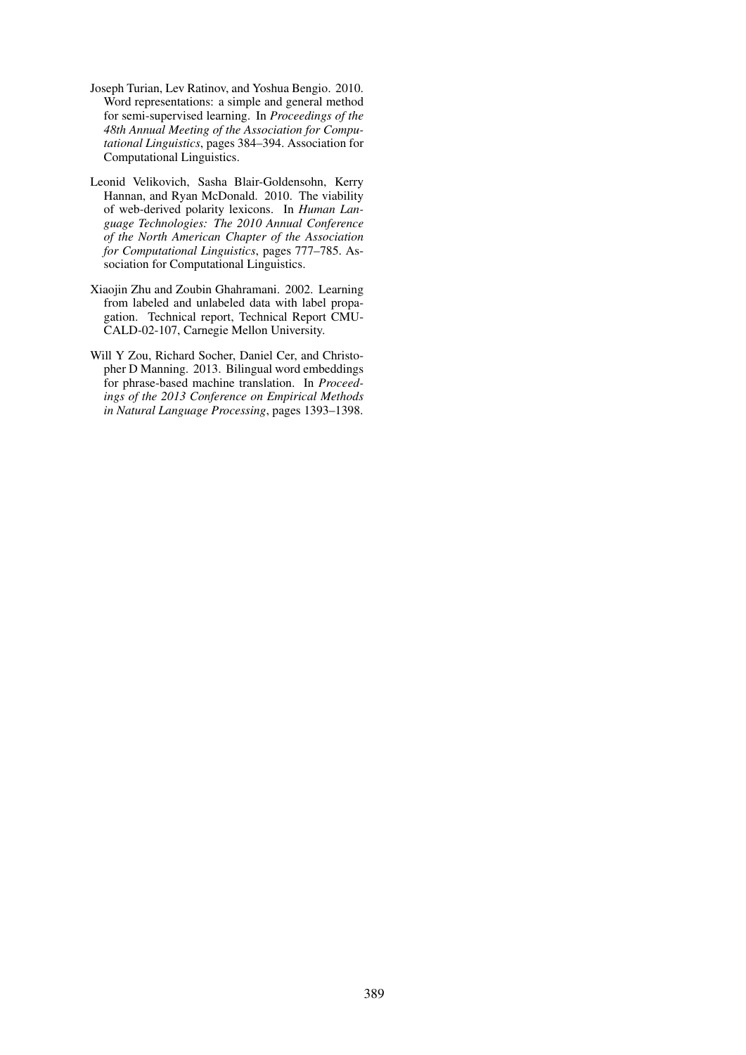Joseph Turian, Lev Ratinov, and Yoshua Bengio. 2010. Word representations: a simple and general method for semi-supervised learning. In *Proceedings of the 48th Annual Meeting of the Association for Computational Linguistics*, pages 384–394. Association for Computational Linguistics.

Leonid Velikovich, Sasha Blair-Goldensohn, Kerry Hannan, and Ryan McDonald. 2010. The viability of web-derived polarity lexicons. In *Human Language Technologies: The 2010 Annual Conference of the North American Chapter of the Association for Computational Linguistics*, pages 777–785. Association for Computational Linguistics.

Xiaojin Zhu and Zoubin Ghahramani. 2002. Learning from labeled and unlabeled data with label propagation. Technical report, Technical Report CMU-CALD-02-107, Carnegie Mellon University.

Will Y Zou, Richard Socher, Daniel Cer, and Christopher D Manning. 2013. Bilingual word embeddings for phrase-based machine translation. In *Proceedings of the 2013 Conference on Empirical Methods in Natural Language Processing*, pages 1393–1398.